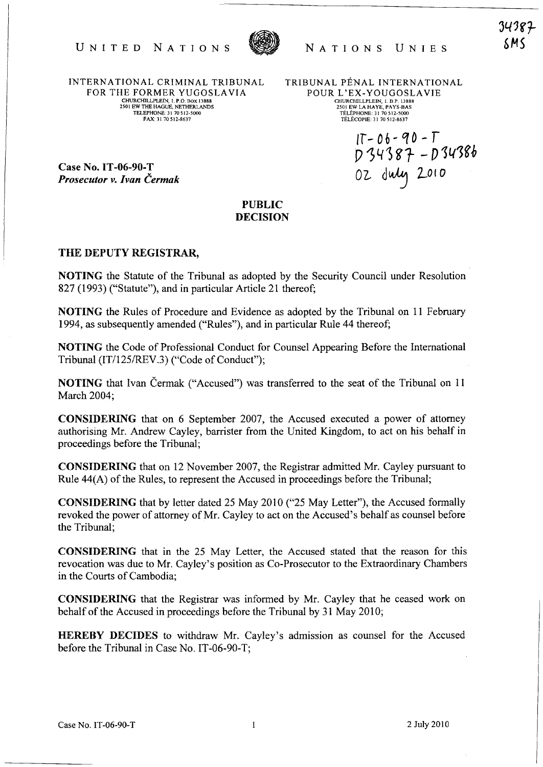34387
SMS

UNITED NATIONS — NATIONS UNIES

INTERNATIONAL CRIMINAL TRIBUNAL FOR THE FORMER YUGOSLAVIA
CHURCHILLPLEIN, 1. P.O. BOX 13888
2501 EW THE HAGUE, NETHERLANDS
TELEPHONE: 31 70 512-5000
FAX: 31 70 512-8637

TRIBUNAL PÉNAL INTERNATIONAL POUR L'EX-YOUGOSLAVIE
CHURCHILLPLEIN, 1. B.P. 13888
2501 EW LA HAYE, PAYS-BAS
TÉLÉPHONE: 31 70 512-5000
TÉLÉCOPIE: 31 70 512-8637

IT-06-90-T
D34387 - D34386
02 July 2010

**Case No. IT-06-90-T**
***Prosecutor v. Ivan Čermak***

## PUBLIC
## DECISION

### THE DEPUTY REGISTRAR,

**NOTING** the Statute of the Tribunal as adopted by the Security Council under Resolution 827 (1993) ("Statute"), and in particular Article 21 thereof;

**NOTING** the Rules of Procedure and Evidence as adopted by the Tribunal on 11 February 1994, as subsequently amended ("Rules"), and in particular Rule 44 thereof;

**NOTING** the Code of Professional Conduct for Counsel Appearing Before the International Tribunal (IT/125/REV.3) ("Code of Conduct");

**NOTING** that Ivan Čermak ("Accused") was transferred to the seat of the Tribunal on 11 March 2004;

**CONSIDERING** that on 6 September 2007, the Accused executed a power of attorney authorising Mr. Andrew Cayley, barrister from the United Kingdom, to act on his behalf in proceedings before the Tribunal;

**CONSIDERING** that on 12 November 2007, the Registrar admitted Mr. Cayley pursuant to Rule 44(A) of the Rules, to represent the Accused in proceedings before the Tribunal;

**CONSIDERING** that by letter dated 25 May 2010 ("25 May Letter"), the Accused formally revoked the power of attorney of Mr. Cayley to act on the Accused's behalf as counsel before the Tribunal;

**CONSIDERING** that in the 25 May Letter, the Accused stated that the reason for this revocation was due to Mr. Cayley's position as Co-Prosecutor to the Extraordinary Chambers in the Courts of Cambodia;

**CONSIDERING** that the Registrar was informed by Mr. Cayley that he ceased work on behalf of the Accused in proceedings before the Tribunal by 31 May 2010;

**HEREBY DECIDES** to withdraw Mr. Cayley's admission as counsel for the Accused before the Tribunal in Case No. IT-06-90-T;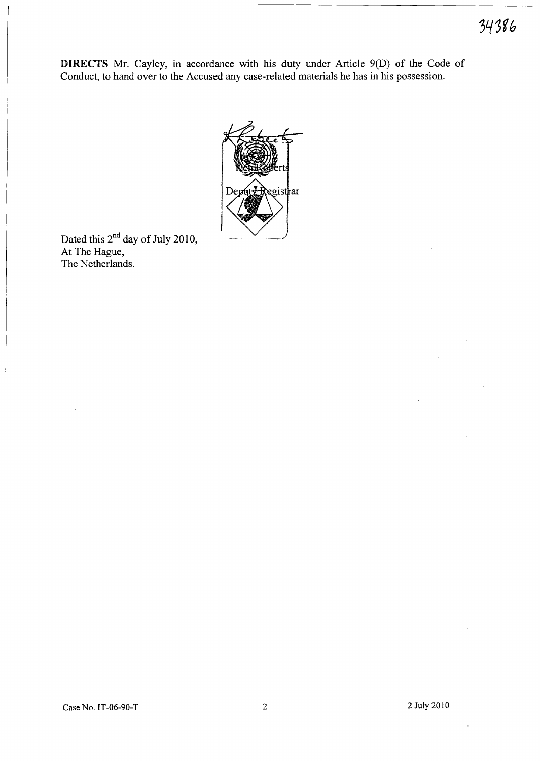**DIRECTS** Mr. Cayley, in accordance with his duty under Article 9(D) of the Code of Conduct, to hand over to the Accused any case-related materials he has in his possession.

Ken Roberts

Deputy Registrar

Dated this 2nd day of July 2010,
At The Hague,
The Netherlands.